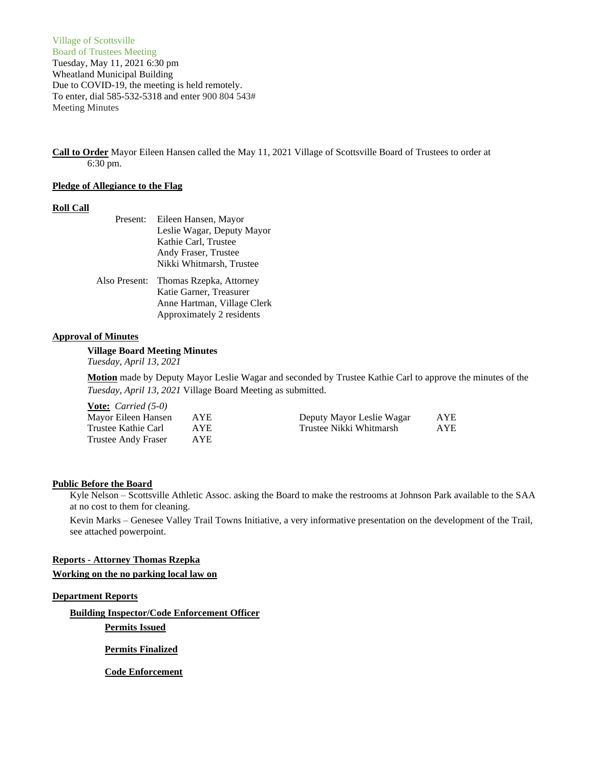Village of Scottsville
Board of Trustees Meeting
Tuesday, May 11, 2021 6:30 pm
Wheatland Municipal Building
Due to COVID-19, the meeting is held remotely.
To enter, dial 585-532-5318 and enter 900 804 543#
Meeting Minutes

**Call to Order** Mayor Eileen Hansen called the May 11, 2021 Village of Scottsville Board of Trustees to order at 6:30 pm.

**Pledge of Allegiance to the Flag**

**Roll Call**

Present: Eileen Hansen, Mayor
Leslie Wagar, Deputy Mayor
Kathie Carl, Trustee
Andy Fraser, Trustee
Nikki Whitmarsh, Trustee

Also Present: Thomas Rzepka, Attorney
Katie Garner, Treasurer
Anne Hartman, Village Clerk
Approximately 2 residents

**Approval of Minutes**

**Village Board Meeting Minutes**
*Tuesday, April 13, 2021*

**Motion** made by Deputy Mayor Leslie Wagar and seconded by Trustee Kathie Carl to approve the minutes of the *Tuesday, April 13, 2021* Village Board Meeting as submitted.

**Vote:** *Carried (5-0)*

| | | | |
|---|---|---|---|
| Mayor Eileen Hansen | AYE | Deputy Mayor Leslie Wagar | AYE |
| Trustee Kathie Carl | AYE | Trustee Nikki Whitmarsh | AYE |
| Trustee Andy Fraser | AYE | | |

**Public Before the Board**

Kyle Nelson – Scottsville Athletic Assoc. asking the Board to make the restrooms at Johnson Park available to the SAA at no cost to them for cleaning.

Kevin Marks – Genesee Valley Trail Towns Initiative, a very informative presentation on the development of the Trail, see attached powerpoint.

**Reports - Attorney Thomas Rzepka**

**Working on the no parking local law on**

**Department Reports**

**Building Inspector/Code Enforcement Officer**

**Permits Issued**

**Permits Finalized**

**Code Enforcement**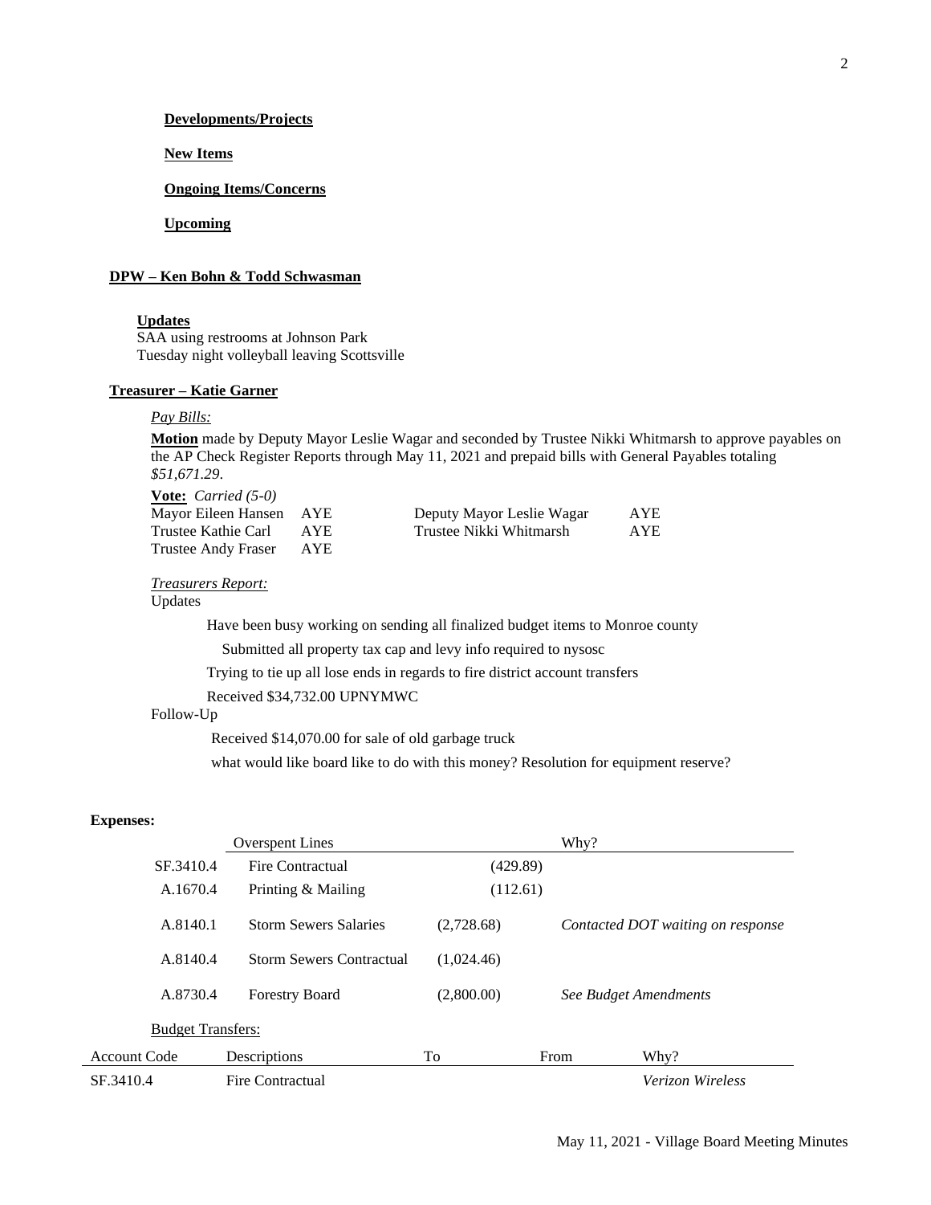**Developments/Projects**

**New Items**

**Ongoing Items/Concerns**

**Upcoming**

**DPW – Ken Bohn & Todd Schwasman**

**Updates**
SAA using restrooms at Johnson Park
Tuesday night volleyball leaving Scottsville

**Treasurer – Katie Garner**

*Pay Bills:*

**Motion** made by Deputy Mayor Leslie Wagar and seconded by Trustee Nikki Whitmarsh to approve payables on the AP Check Register Reports through May 11, 2021 and prepaid bills with General Payables totaling *$51,671.29*.

**Vote:** *Carried (5-0)*

| | | | |
|---|---|---|---|
| Mayor Eileen Hansen | AYE | Deputy Mayor Leslie Wagar | AYE |
| Trustee Kathie Carl | AYE | Trustee Nikki Whitmarsh | AYE |
| Trustee Andy Fraser | AYE | | |

*Treasurers Report:*

Updates

Have been busy working on sending all finalized budget items to Monroe county

Submitted all property tax cap and levy info required to nysosc

Trying to tie up all lose ends in regards to fire district account transfers

Received $34,732.00 UPNYMWC

Follow-Up

Received $14,070.00 for sale of old garbage truck

what would like board like to do with this money? Resolution for equipment reserve?

**Expenses:**

| | Overspent Lines | | Why? |
|---|---|---|---|
| SF.3410.4 | Fire Contractual | (429.89) | |
| A.1670.4 | Printing & Mailing | (112.61) | |
| A.8140.1 | Storm Sewers Salaries | (2,728.68) | *Contacted DOT waiting on response* |
| A.8140.4 | Storm Sewers Contractual | (1,024.46) | |
| A.8730.4 | Forestry Board | (2,800.00) | *See Budget Amendments* |

Budget Transfers:

| Account Code | Descriptions | To | From | Why? |
|---|---|---|---|---|
| SF.3410.4 | Fire Contractual | | | *Verizon Wireless* |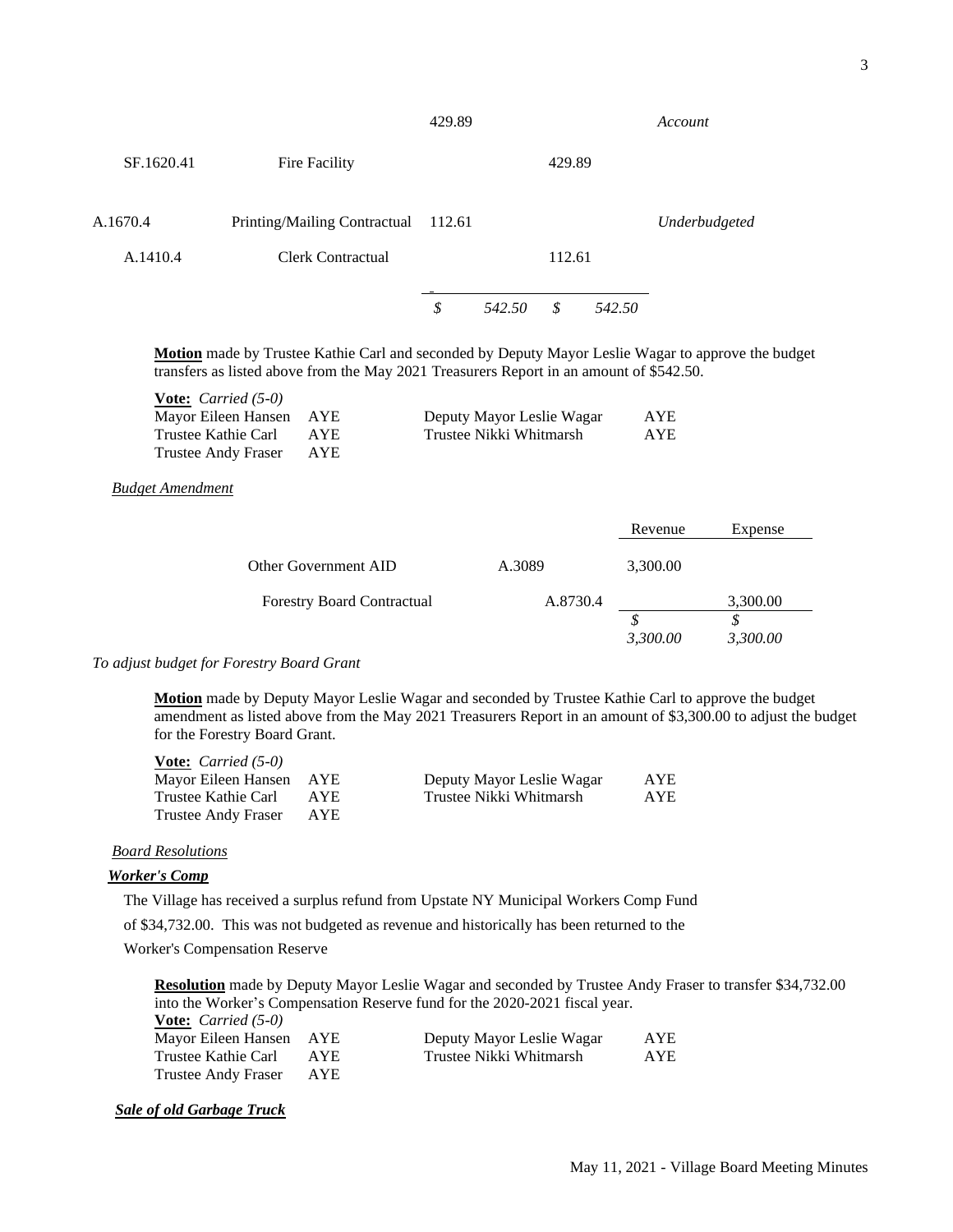| | | | | |
|---|---|---|---|---|
| | | 429.89 | | *Account* |
| SF.1620.41 | Fire Facility | | 429.89 | |
| A.1670.4 | Printing/Mailing Contractual | 112.61 | | *Underbudgeted* |
| A.1410.4 | Clerk Contractual | | 112.61 | |
| | | *$ 542.50* | *$ 542.50* | |

**Motion** made by Trustee Kathie Carl and seconded by Deputy Mayor Leslie Wagar to approve the budget transfers as listed above from the May 2021 Treasurers Report in an amount of $542.50.

**Vote:** *Carried (5-0)*

| | | | |
|---|---|---|---|
| Mayor Eileen Hansen | AYE | Deputy Mayor Leslie Wagar | AYE |
| Trustee Kathie Carl | AYE | Trustee Nikki Whitmarsh | AYE |
| Trustee Andy Fraser | AYE | | |

*Budget Amendment*

| | | Revenue | Expense |
|---|---|---|---|
| Other Government AID | A.3089 | 3,300.00 | |
| Forestry Board Contractual | A.8730.4 | | 3,300.00 |
| | | *$ 3,300.00* | *$ 3,300.00* |

*To adjust budget for Forestry Board Grant*

**Motion** made by Deputy Mayor Leslie Wagar and seconded by Trustee Kathie Carl to approve the budget amendment as listed above from the May 2021 Treasurers Report in an amount of $3,300.00 to adjust the budget for the Forestry Board Grant.

**Vote:** *Carried (5-0)*

| | | | |
|---|---|---|---|
| Mayor Eileen Hansen | AYE | Deputy Mayor Leslie Wagar | AYE |
| Trustee Kathie Carl | AYE | Trustee Nikki Whitmarsh | AYE |
| Trustee Andy Fraser | AYE | | |

*Board Resolutions*

***Worker's Comp***

The Village has received a surplus refund from Upstate NY Municipal Workers Comp Fund of $34,732.00. This was not budgeted as revenue and historically has been returned to the Worker's Compensation Reserve

**Resolution** made by Deputy Mayor Leslie Wagar and seconded by Trustee Andy Fraser to transfer $34,732.00 into the Worker's Compensation Reserve fund for the 2020-2021 fiscal year.

**Vote:** *Carried (5-0)*

| | | | |
|---|---|---|---|
| Mayor Eileen Hansen | AYE | Deputy Mayor Leslie Wagar | AYE |
| Trustee Kathie Carl | AYE | Trustee Nikki Whitmarsh | AYE |
| Trustee Andy Fraser | AYE | | |

***Sale of old Garbage Truck***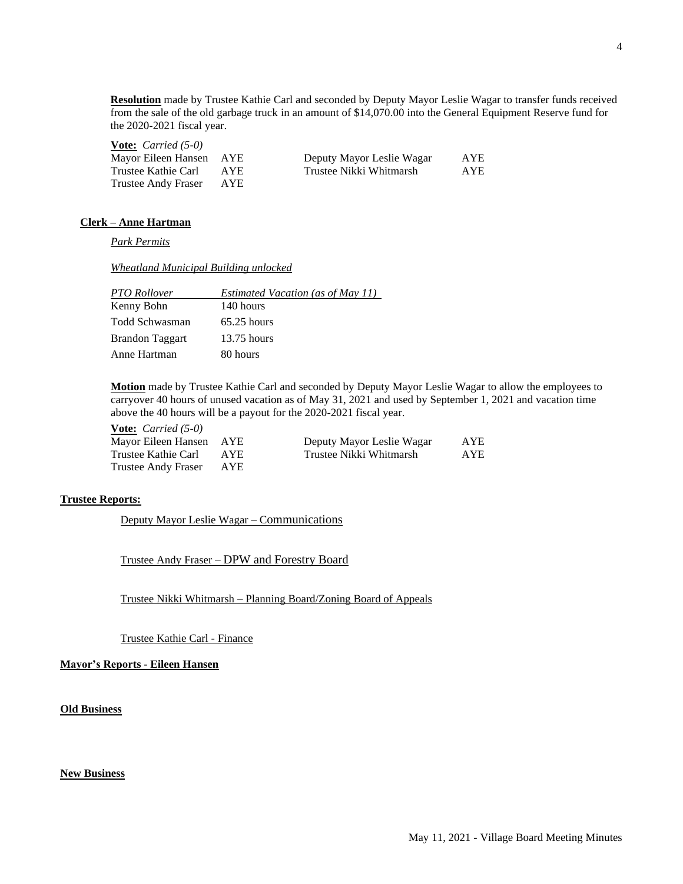**Resolution** made by Trustee Kathie Carl and seconded by Deputy Mayor Leslie Wagar to transfer funds received from the sale of the old garbage truck in an amount of $14,070.00 into the General Equipment Reserve fund for the 2020-2021 fiscal year.

**Vote:** *Carried (5-0)*

| | | | |
|---|---|---|---|
| Mayor Eileen Hansen | AYE | Deputy Mayor Leslie Wagar | AYE |
| Trustee Kathie Carl | AYE | Trustee Nikki Whitmarsh | AYE |
| Trustee Andy Fraser | AYE | | |

**Clerk – Anne Hartman**

*Park Permits*

*Wheatland Municipal Building unlocked*

| *PTO Rollover* | *Estimated Vacation (as of May 11)* |
|---|---|
| Kenny Bohn | 140 hours |
| Todd Schwasman | 65.25 hours |
| Brandon Taggart | 13.75 hours |
| Anne Hartman | 80 hours |

**Motion** made by Trustee Kathie Carl and seconded by Deputy Mayor Leslie Wagar to allow the employees to carryover 40 hours of unused vacation as of May 31, 2021 and used by September 1, 2021 and vacation time above the 40 hours will be a payout for the 2020-2021 fiscal year.

**Vote:** *Carried (5-0)*

| | | | |
|---|---|---|---|
| Mayor Eileen Hansen | AYE | Deputy Mayor Leslie Wagar | AYE |
| Trustee Kathie Carl | AYE | Trustee Nikki Whitmarsh | AYE |
| Trustee Andy Fraser | AYE | | |

**Trustee Reports:**

Deputy Mayor Leslie Wagar – Communications

Trustee Andy Fraser – DPW and Forestry Board

Trustee Nikki Whitmarsh – Planning Board/Zoning Board of Appeals

Trustee Kathie Carl - Finance

**Mayor's Reports - Eileen Hansen**

**Old Business**

**New Business**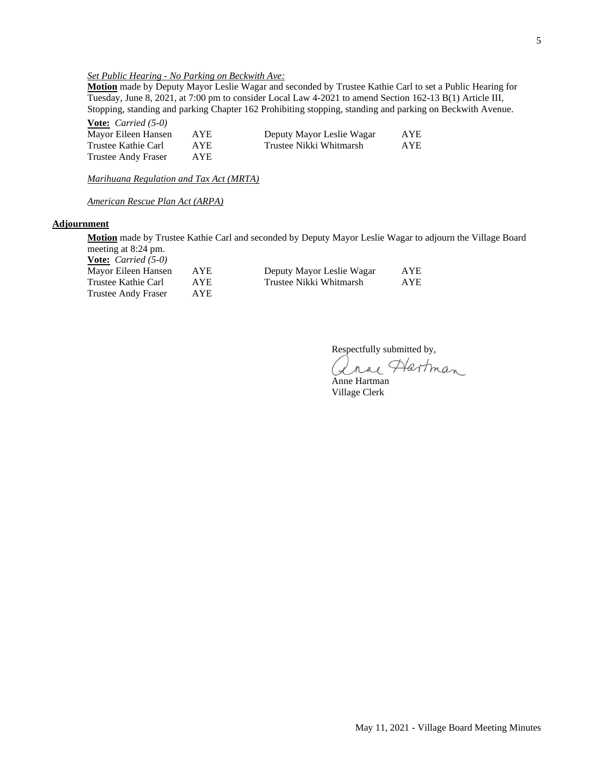*Set Public Hearing - No Parking on Beckwith Ave:*

**Motion** made by Deputy Mayor Leslie Wagar and seconded by Trustee Kathie Carl to set a Public Hearing for Tuesday, June 8, 2021, at 7:00 pm to consider Local Law 4-2021 to amend Section 162-13 B(1) Article III, Stopping, standing and parking Chapter 162 Prohibiting stopping, standing and parking on Beckwith Avenue.

**Vote:** *Carried (5-0)*

| | | | |
|---|---|---|---|
| Mayor Eileen Hansen | AYE | Deputy Mayor Leslie Wagar | AYE |
| Trustee Kathie Carl | AYE | Trustee Nikki Whitmarsh | AYE |
| Trustee Andy Fraser | AYE | | |

*Marihuana Regulation and Tax Act (MRTA)*

*American Rescue Plan Act (ARPA)*

## Adjournment

**Motion** made by Trustee Kathie Carl and seconded by Deputy Mayor Leslie Wagar to adjourn the Village Board meeting at 8:24 pm.

**Vote:** *Carried (5-0)*

| | | | |
|---|---|---|---|
| Mayor Eileen Hansen | AYE | Deputy Mayor Leslie Wagar | AYE |
| Trustee Kathie Carl | AYE | Trustee Nikki Whitmarsh | AYE |
| Trustee Andy Fraser | AYE | | |

Respectfully submitted by,

Anne Hartman

Anne Hartman
Village Clerk